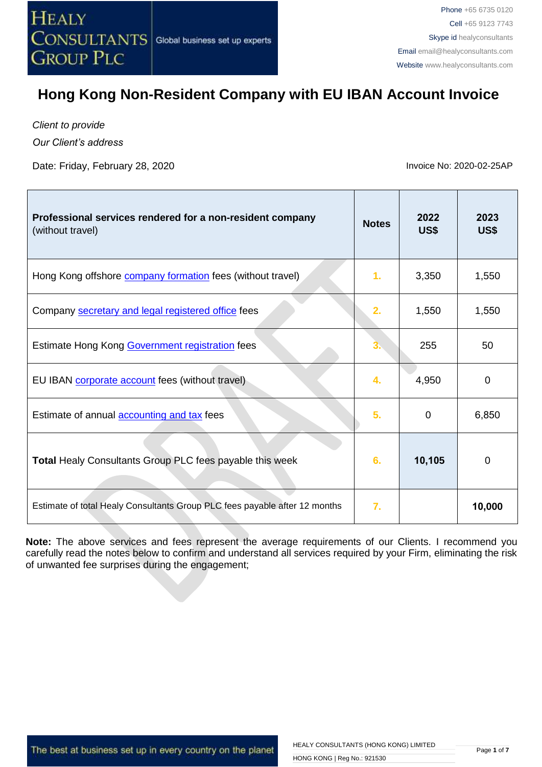Phone +65 6735 0120
Cell +65 9123 7743
Skype id healyconsultants
Email email@healyconsultants.com
Website www.healyconsultants.com

# Hong Kong Non-Resident Company with EU IBAN Account Invoice

*Client to provide*

*Our Client's address*

Date: Friday, February 28, 2020

Invoice No: 2020-02-25AP

| **Professional services rendered for a non-resident company** (without travel) | **Notes** | **2022 US$** | **2023 US$** |
|---|---|---|---|
| Hong Kong offshore company formation fees (without travel) | 1. | 3,350 | 1,550 |
| Company secretary and legal registered office fees | 2. | 1,550 | 1,550 |
| Estimate Hong Kong Government registration fees | 3. | 255 | 50 |
| EU IBAN corporate account fees (without travel) | 4. | 4,950 | 0 |
| Estimate of annual accounting and tax fees | 5. | 0 | 6,850 |
| **Total** Healy Consultants Group PLC fees payable this week | 6. | **10,105** | 0 |
| Estimate of total Healy Consultants Group PLC fees payable after 12 months | 7. | | **10,000** |

**Note:** The above services and fees represent the average requirements of our Clients. I recommend you carefully read the notes below to confirm and understand all services required by your Firm, eliminating the risk of unwanted fee surprises during the engagement;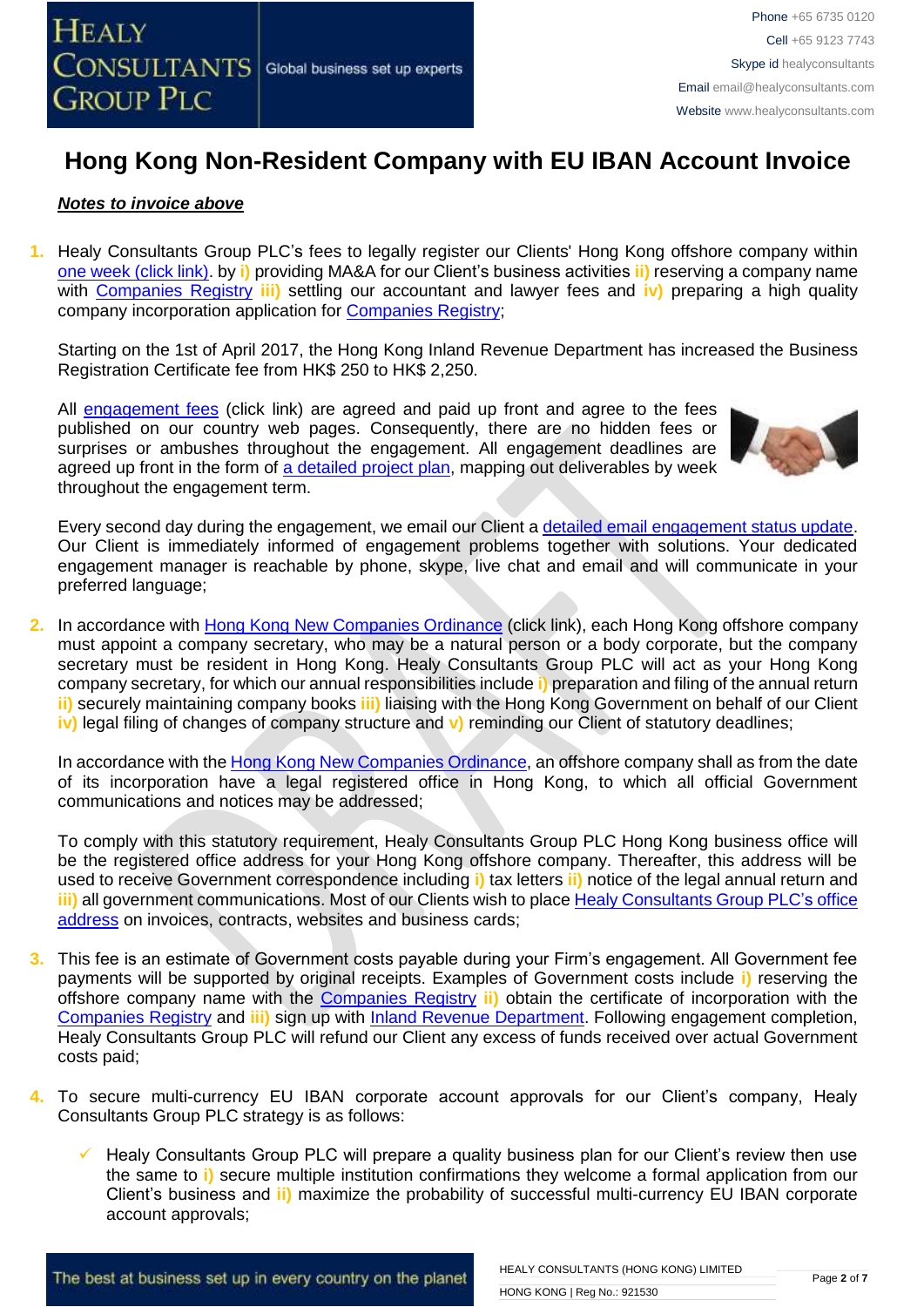# Hong Kong Non-Resident Company with EU IBAN Account Invoice

***Notes to invoice above***

1. Healy Consultants Group PLC's fees to legally register our Clients' Hong Kong offshore company within one week (click link). by i) providing MA&A for our Client's business activities ii) reserving a company name with Companies Registry iii) settling our accountant and lawyer fees and iv) preparing a high quality company incorporation application for Companies Registry;

   Starting on the 1st of April 2017, the Hong Kong Inland Revenue Department has increased the Business Registration Certificate fee from HK$ 250 to HK$ 2,250.

   All engagement fees (click link) are agreed and paid up front and agree to the fees published on our country web pages. Consequently, there are no hidden fees or surprises or ambushes throughout the engagement. All engagement deadlines are agreed up front in the form of a detailed project plan, mapping out deliverables by week throughout the engagement term.

   Every second day during the engagement, we email our Client a detailed email engagement status update. Our Client is immediately informed of engagement problems together with solutions. Your dedicated engagement manager is reachable by phone, skype, live chat and email and will communicate in your preferred language;

2. In accordance with Hong Kong New Companies Ordinance (click link), each Hong Kong offshore company must appoint a company secretary, who may be a natural person or a body corporate, but the company secretary must be resident in Hong Kong. Healy Consultants Group PLC will act as your Hong Kong company secretary, for which our annual responsibilities include i) preparation and filing of the annual return ii) securely maintaining company books iii) liaising with the Hong Kong Government on behalf of our Client iv) legal filing of changes of company structure and v) reminding our Client of statutory deadlines;

   In accordance with the Hong Kong New Companies Ordinance, an offshore company shall as from the date of its incorporation have a legal registered office in Hong Kong, to which all official Government communications and notices may be addressed;

   To comply with this statutory requirement, Healy Consultants Group PLC Hong Kong business office will be the registered office address for your Hong Kong offshore company. Thereafter, this address will be used to receive Government correspondence including i) tax letters ii) notice of the legal annual return and iii) all government communications. Most of our Clients wish to place Healy Consultants Group PLC's office address on invoices, contracts, websites and business cards;

3. This fee is an estimate of Government costs payable during your Firm's engagement. All Government fee payments will be supported by original receipts. Examples of Government costs include i) reserving the offshore company name with the Companies Registry ii) obtain the certificate of incorporation with the Companies Registry and iii) sign up with Inland Revenue Department. Following engagement completion, Healy Consultants Group PLC will refund our Client any excess of funds received over actual Government costs paid;

4. To secure multi-currency EU IBAN corporate account approvals for our Client's company, Healy Consultants Group PLC strategy is as follows:

   - ✓ Healy Consultants Group PLC will prepare a quality business plan for our Client's review then use the same to i) secure multiple institution confirmations they welcome a formal application from our Client's business and ii) maximize the probability of successful multi-currency EU IBAN corporate account approvals;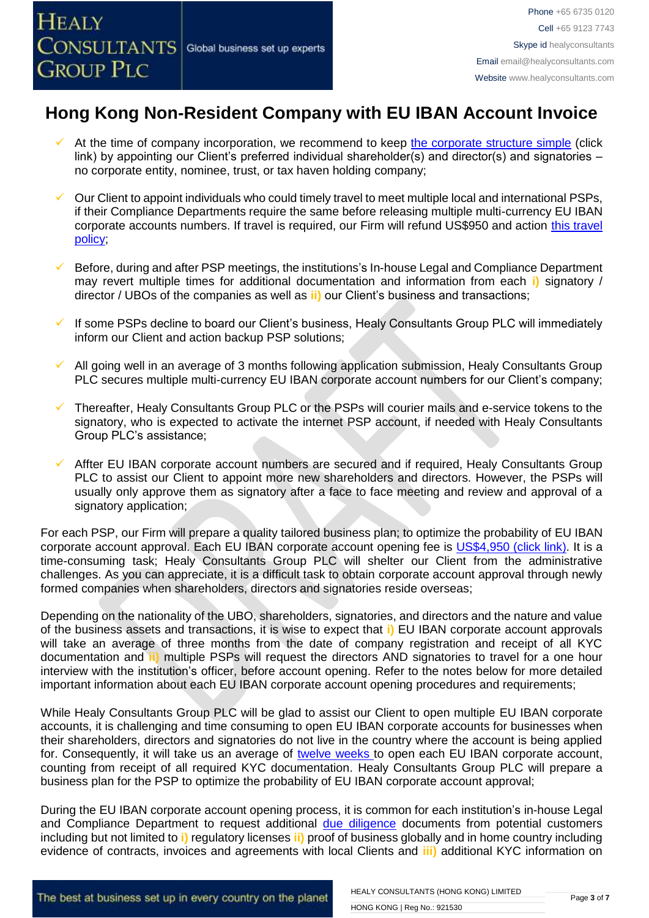# Hong Kong Non-Resident Company with EU IBAN Account Invoice

- At the time of company incorporation, we recommend to keep the corporate structure simple (click link) by appointing our Client's preferred individual shareholder(s) and director(s) and signatories – no corporate entity, nominee, trust, or tax haven holding company;

- Our Client to appoint individuals who could timely travel to meet multiple local and international PSPs, if their Compliance Departments require the same before releasing multiple multi-currency EU IBAN corporate accounts numbers. If travel is required, our Firm will refund US$950 and action this travel policy;

- Before, during and after PSP meetings, the institutions's In-house Legal and Compliance Department may revert multiple times for additional documentation and information from each i) signatory / director / UBOs of the companies as well as ii) our Client's business and transactions;

- If some PSPs decline to board our Client's business, Healy Consultants Group PLC will immediately inform our Client and action backup PSP solutions;

- All going well in an average of 3 months following application submission, Healy Consultants Group PLC secures multiple multi-currency EU IBAN corporate account numbers for our Client's company;

- Thereafter, Healy Consultants Group PLC or the PSPs will courier mails and e-service tokens to the signatory, who is expected to activate the internet PSP account, if needed with Healy Consultants Group PLC's assistance;

- Affter EU IBAN corporate account numbers are secured and if required, Healy Consultants Group PLC to assist our Client to appoint more new shareholders and directors. However, the PSPs will usually only approve them as signatory after a face to face meeting and review and approval of a signatory application;

For each PSP, our Firm will prepare a quality tailored business plan; to optimize the probability of EU IBAN corporate account approval. Each EU IBAN corporate account opening fee is US$4,950 (click link). It is a time-consuming task; Healy Consultants Group PLC will shelter our Client from the administrative challenges. As you can appreciate, it is a difficult task to obtain corporate account approval through newly formed companies when shareholders, directors and signatories reside overseas;

Depending on the nationality of the UBO, shareholders, signatories, and directors and the nature and value of the business assets and transactions, it is wise to expect that i) EU IBAN corporate account approvals will take an average of three months from the date of company registration and receipt of all KYC documentation and ii) multiple PSPs will request the directors AND signatories to travel for a one hour interview with the institution's officer, before account opening. Refer to the notes below for more detailed important information about each EU IBAN corporate account opening procedures and requirements;

While Healy Consultants Group PLC will be glad to assist our Client to open multiple EU IBAN corporate accounts, it is challenging and time consuming to open EU IBAN corporate accounts for businesses when their shareholders, directors and signatories do not live in the country where the account is being applied for. Consequently, it will take us an average of twelve weeks to open each EU IBAN corporate account, counting from receipt of all required KYC documentation. Healy Consultants Group PLC will prepare a business plan for the PSP to optimize the probability of EU IBAN corporate account approval;

During the EU IBAN corporate account opening process, it is common for each institution's in-house Legal and Compliance Department to request additional due diligence documents from potential customers including but not limited to i) regulatory licenses ii) proof of business globally and in home country including evidence of contracts, invoices and agreements with local Clients and iii) additional KYC information on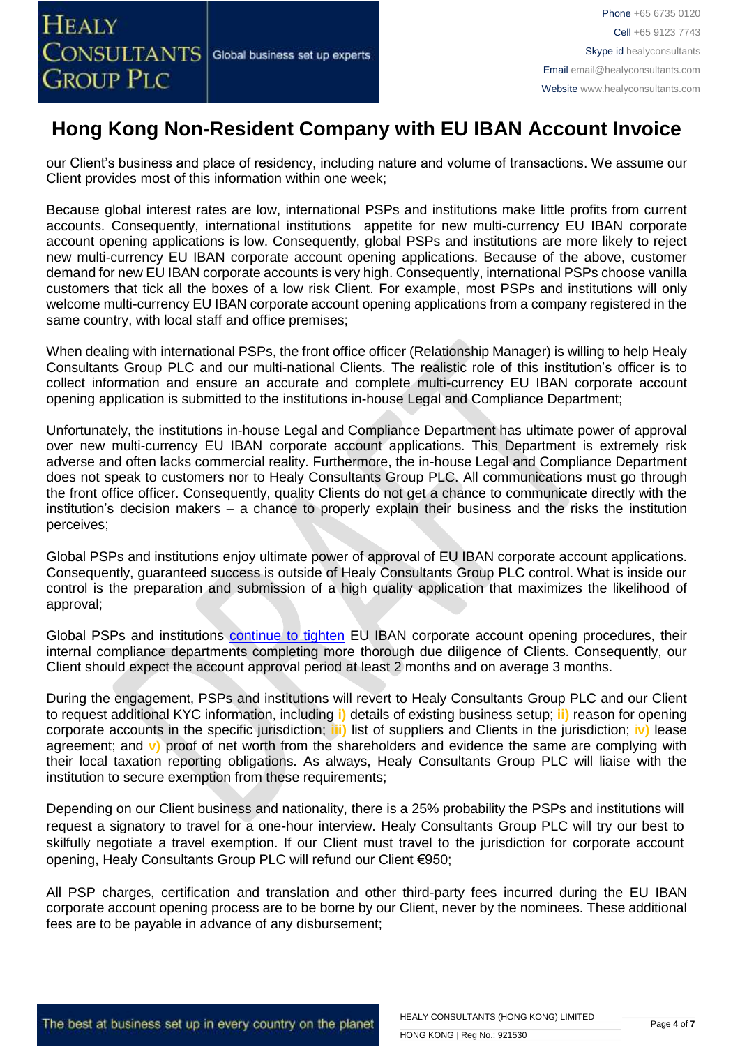## Hong Kong Non-Resident Company with EU IBAN Account Invoice

our Client's business and place of residency, including nature and volume of transactions. We assume our Client provides most of this information within one week;

Because global interest rates are low, international PSPs and institutions make little profits from current accounts. Consequently, international institutions appetite for new multi-currency EU IBAN corporate account opening applications is low. Consequently, global PSPs and institutions are more likely to reject new multi-currency EU IBAN corporate account opening applications. Because of the above, customer demand for new EU IBAN corporate accounts is very high. Consequently, international PSPs choose vanilla customers that tick all the boxes of a low risk Client. For example, most PSPs and institutions will only welcome multi-currency EU IBAN corporate account opening applications from a company registered in the same country, with local staff and office premises;

When dealing with international PSPs, the front office officer (Relationship Manager) is willing to help Healy Consultants Group PLC and our multi-national Clients. The realistic role of this institution's officer is to collect information and ensure an accurate and complete multi-currency EU IBAN corporate account opening application is submitted to the institutions in-house Legal and Compliance Department;

Unfortunately, the institutions in-house Legal and Compliance Department has ultimate power of approval over new multi-currency EU IBAN corporate account applications. This Department is extremely risk adverse and often lacks commercial reality. Furthermore, the in-house Legal and Compliance Department does not speak to customers nor to Healy Consultants Group PLC. All communications must go through the front office officer. Consequently, quality Clients do not get a chance to communicate directly with the institution's decision makers – a chance to properly explain their business and the risks the institution perceives;

Global PSPs and institutions enjoy ultimate power of approval of EU IBAN corporate account applications. Consequently, guaranteed success is outside of Healy Consultants Group PLC control. What is inside our control is the preparation and submission of a high quality application that maximizes the likelihood of approval;

Global PSPs and institutions continue to tighten EU IBAN corporate account opening procedures, their internal compliance departments completing more thorough due diligence of Clients. Consequently, our Client should expect the account approval period at least 2 months and on average 3 months.

During the engagement, PSPs and institutions will revert to Healy Consultants Group PLC and our Client to request additional KYC information, including **i)** details of existing business setup; **ii)** reason for opening corporate accounts in the specific jurisdiction; **iii)** list of suppliers and Clients in the jurisdiction; **iv)** lease agreement; and **v)** proof of net worth from the shareholders and evidence the same are complying with their local taxation reporting obligations. As always, Healy Consultants Group PLC will liaise with the institution to secure exemption from these requirements;

Depending on our Client business and nationality, there is a 25% probability the PSPs and institutions will request a signatory to travel for a one-hour interview. Healy Consultants Group PLC will try our best to skilfully negotiate a travel exemption. If our Client must travel to the jurisdiction for corporate account opening, Healy Consultants Group PLC will refund our Client €950;

All PSP charges, certification and translation and other third-party fees incurred during the EU IBAN corporate account opening process are to be borne by our Client, never by the nominees. These additional fees are to be payable in advance of any disbursement;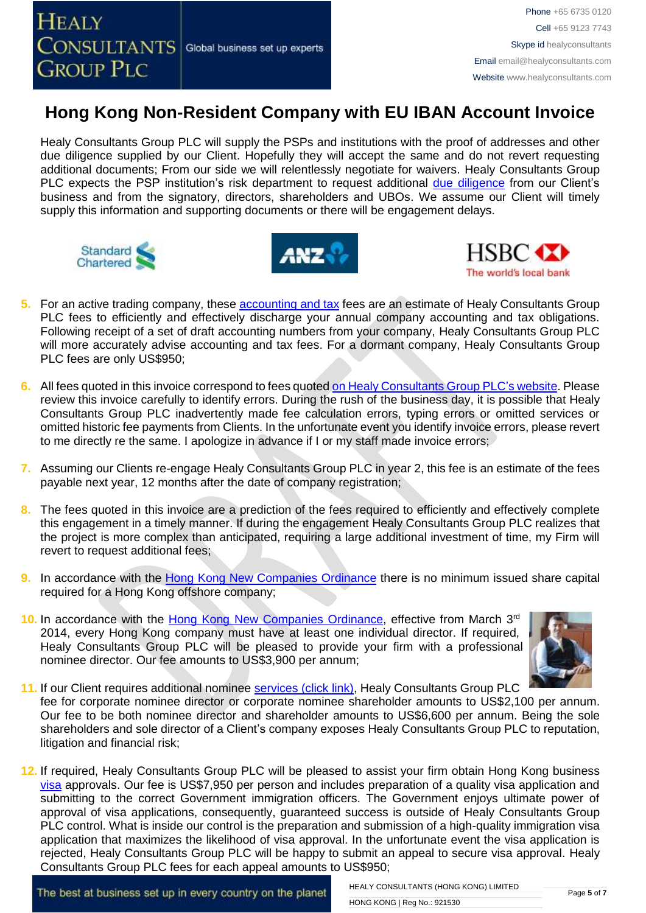# Hong Kong Non-Resident Company with EU IBAN Account Invoice

Healy Consultants Group PLC will supply the PSPs and institutions with the proof of addresses and other due diligence supplied by our Client. Hopefully they will accept the same and do not revert requesting additional documents; From our side we will relentlessly negotiate for waivers. Healy Consultants Group PLC expects the PSP institution's risk department to request additional due diligence from our Client's business and from the signatory, directors, shareholders and UBOs. We assume our Client will timely supply this information and supporting documents or there will be engagement delays.

5. For an active trading company, these accounting and tax fees are an estimate of Healy Consultants Group PLC fees to efficiently and effectively discharge your annual company accounting and tax obligations. Following receipt of a set of draft accounting numbers from your company, Healy Consultants Group PLC will more accurately advise accounting and tax fees. For a dormant company, Healy Consultants Group PLC fees are only US$950;

6. All fees quoted in this invoice correspond to fees quoted on Healy Consultants Group PLC's website. Please review this invoice carefully to identify errors. During the rush of the business day, it is possible that Healy Consultants Group PLC inadvertently made fee calculation errors, typing errors or omitted services or omitted historic fee payments from Clients. In the unfortunate event you identify invoice errors, please revert to me directly re the same. I apologize in advance if I or my staff made invoice errors;

7. Assuming our Clients re-engage Healy Consultants Group PLC in year 2, this fee is an estimate of the fees payable next year, 12 months after the date of company registration;

8. The fees quoted in this invoice are a prediction of the fees required to efficiently and effectively complete this engagement in a timely manner. If during the engagement Healy Consultants Group PLC realizes that the project is more complex than anticipated, requiring a large additional investment of time, my Firm will revert to request additional fees;

9. In accordance with the Hong Kong New Companies Ordinance there is no minimum issued share capital required for a Hong Kong offshore company;

10. In accordance with the Hong Kong New Companies Ordinance, effective from March 3rd 2014, every Hong Kong company must have at least one individual director. If required, Healy Consultants Group PLC will be pleased to provide your firm with a professional nominee director. Our fee amounts to US$3,900 per annum;

11. If our Client requires additional nominee services (click link), Healy Consultants Group PLC fee for corporate nominee director or corporate nominee shareholder amounts to US$2,100 per annum. Our fee to be both nominee director and shareholder amounts to US$6,600 per annum. Being the sole shareholders and sole director of a Client's company exposes Healy Consultants Group PLC to reputation, litigation and financial risk;

12. If required, Healy Consultants Group PLC will be pleased to assist your firm obtain Hong Kong business visa approvals. Our fee is US$7,950 per person and includes preparation of a quality visa application and submitting to the correct Government immigration officers. The Government enjoys ultimate power of approval of visa applications, consequently, guaranteed success is outside of Healy Consultants Group PLC control. What is inside our control is the preparation and submission of a high-quality immigration visa application that maximizes the likelihood of visa approval. In the unfortunate event the visa application is rejected, Healy Consultants Group PLC will be happy to submit an appeal to secure visa approval. Healy Consultants Group PLC fees for each appeal amounts to US$950;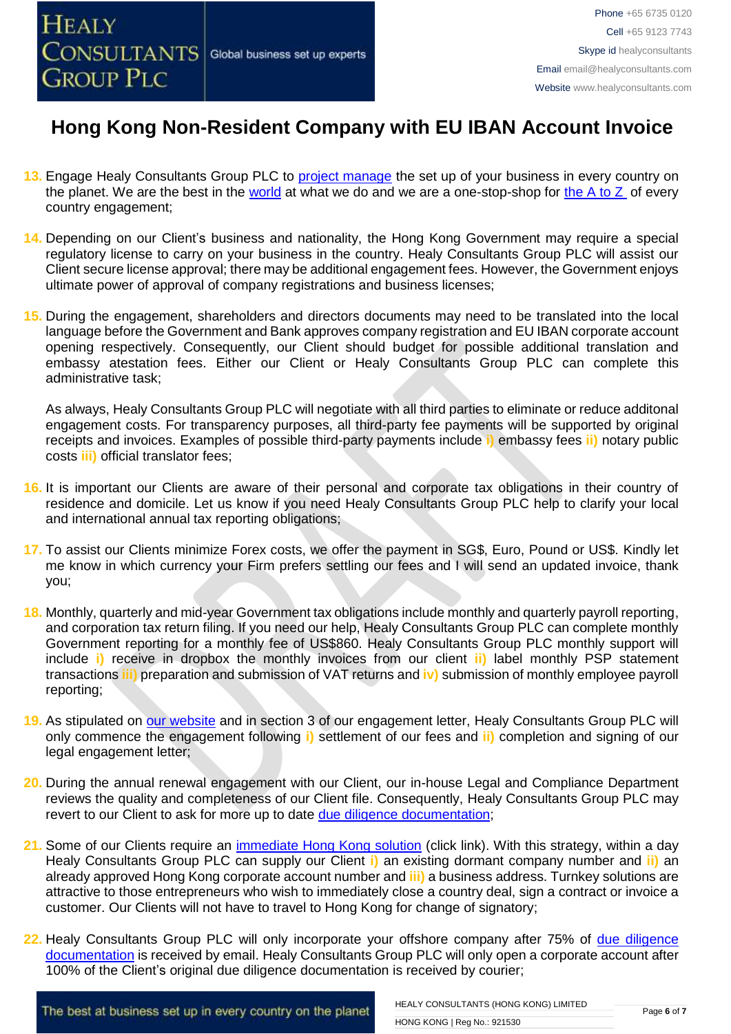# Hong Kong Non-Resident Company with EU IBAN Account Invoice

13. Engage Healy Consultants Group PLC to project manage the set up of your business in every country on the planet. We are the best in the world at what we do and we are a one-stop-shop for the A to Z of every country engagement;

14. Depending on our Client's business and nationality, the Hong Kong Government may require a special regulatory license to carry on your business in the country. Healy Consultants Group PLC will assist our Client secure license approval; there may be additional engagement fees. However, the Government enjoys ultimate power of approval of company registrations and business licenses;

15. During the engagement, shareholders and directors documents may need to be translated into the local language before the Government and Bank approves company registration and EU IBAN corporate account opening respectively. Consequently, our Client should budget for possible additional translation and embassy atestation fees. Either our Client or Healy Consultants Group PLC can complete this administrative task;

    As always, Healy Consultants Group PLC will negotiate with all third parties to eliminate or reduce additonal engagement costs. For transparency purposes, all third-party fee payments will be supported by original receipts and invoices. Examples of possible third-party payments include **i)** embassy fees **ii)** notary public costs **iii)** official translator fees;

16. It is important our Clients are aware of their personal and corporate tax obligations in their country of residence and domicile. Let us know if you need Healy Consultants Group PLC help to clarify your local and international annual tax reporting obligations;

17. To assist our Clients minimize Forex costs, we offer the payment in SG$, Euro, Pound or US$. Kindly let me know in which currency your Firm prefers settling our fees and I will send an updated invoice, thank you;

18. Monthly, quarterly and mid-year Government tax obligations include monthly and quarterly payroll reporting, and corporation tax return filing. If you need our help, Healy Consultants Group PLC can complete monthly Government reporting for a monthly fee of US$860. Healy Consultants Group PLC monthly support will include **i)** receive in dropbox the monthly invoices from our client **ii)** label monthly PSP statement transactions **iii)** preparation and submission of VAT returns and **iv)** submission of monthly employee payroll reporting;

19. As stipulated on our website and in section 3 of our engagement letter, Healy Consultants Group PLC will only commence the engagement following **i)** settlement of our fees and **ii)** completion and signing of our legal engagement letter;

20. During the annual renewal engagement with our Client, our in-house Legal and Compliance Department reviews the quality and completeness of our Client file. Consequently, Healy Consultants Group PLC may revert to our Client to ask for more up to date due diligence documentation;

21. Some of our Clients require an immediate Hong Kong solution (click link). With this strategy, within a day Healy Consultants Group PLC can supply our Client **i)** an existing dormant company number and **ii)** an already approved Hong Kong corporate account number and **iii)** a business address. Turnkey solutions are attractive to those entrepreneurs who wish to immediately close a country deal, sign a contract or invoice a customer. Our Clients will not have to travel to Hong Kong for change of signatory;

22. Healy Consultants Group PLC will only incorporate your offshore company after 75% of due diligence documentation is received by email. Healy Consultants Group PLC will only open a corporate account after 100% of the Client's original due diligence documentation is received by courier;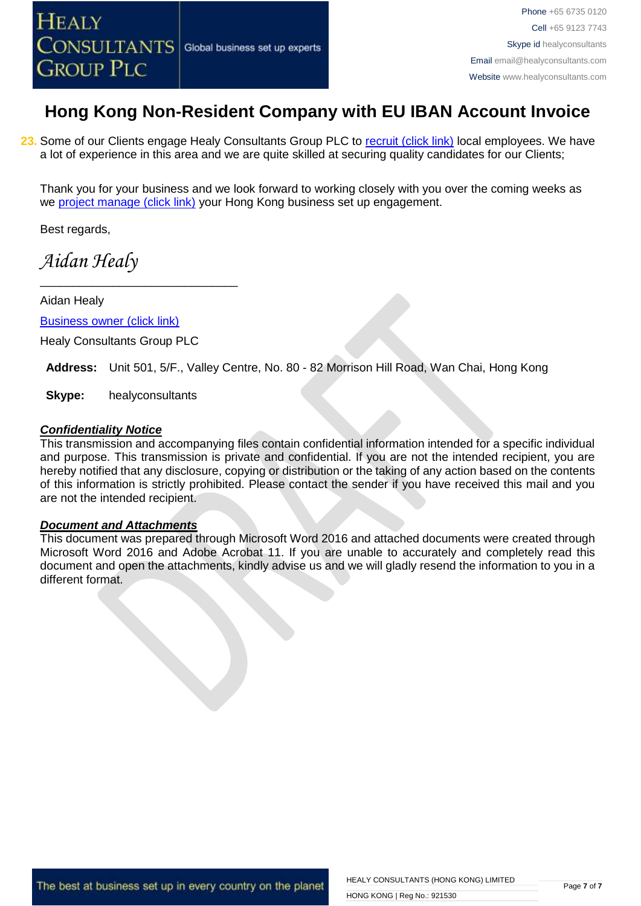# Hong Kong Non-Resident Company with EU IBAN Account Invoice

23. Some of our Clients engage Healy Consultants Group PLC to recruit (click link) local employees. We have a lot of experience in this area and we are quite skilled at securing quality candidates for our Clients;

Thank you for your business and we look forward to working closely with you over the coming weeks as we project manage (click link) your Hong Kong business set up engagement.

Best regards,

*Aidan Healy*

______________________________

Aidan Healy

Business owner (click link)

Healy Consultants Group PLC

**Address:** Unit 501, 5/F., Valley Centre, No. 80 - 82 Morrison Hill Road, Wan Chai, Hong Kong

**Skype:** healyconsultants

***Confidentiality Notice***

This transmission and accompanying files contain confidential information intended for a specific individual and purpose. This transmission is private and confidential. If you are not the intended recipient, you are hereby notified that any disclosure, copying or distribution or the taking of any action based on the contents of this information is strictly prohibited. Please contact the sender if you have received this mail and you are not the intended recipient.

***Document and Attachments***

This document was prepared through Microsoft Word 2016 and attached documents were created through Microsoft Word 2016 and Adobe Acrobat 11. If you are unable to accurately and completely read this document and open the attachments, kindly advise us and we will gladly resend the information to you in a different format.